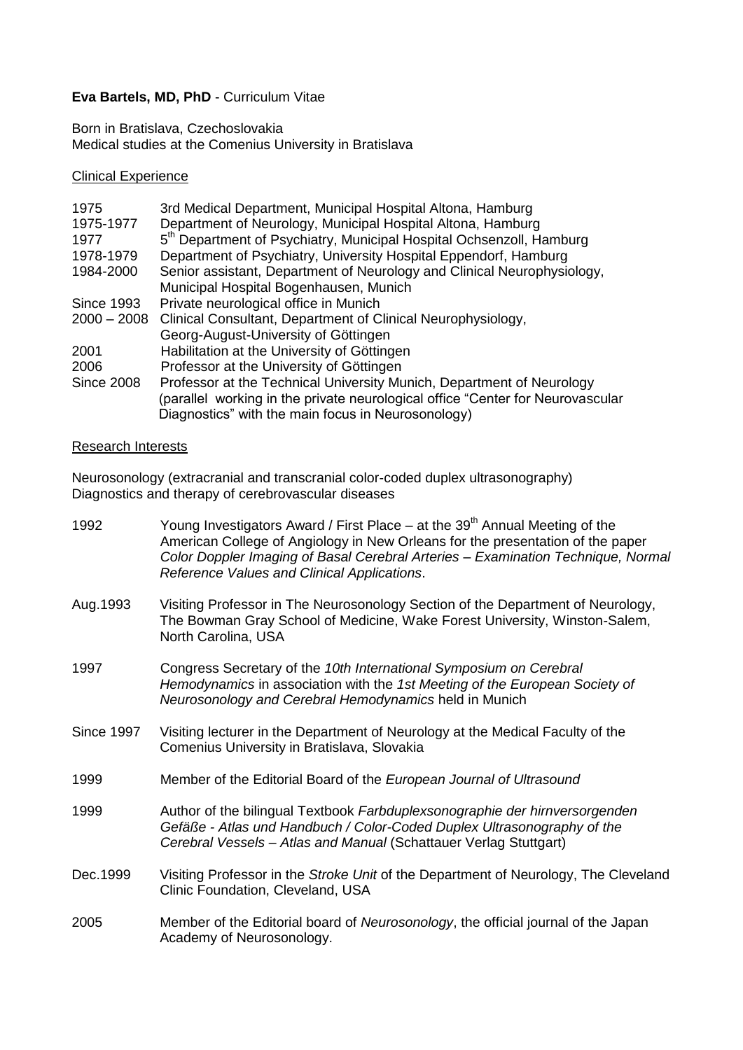**Eva Bartels, MD, PhD** - Curriculum Vitae

Born in Bratislava, Czechoslovakia
Medical studies at the Comenius University in Bratislava

## Clinical Experience

| | |
|---|---|
| 1975 | 3rd Medical Department, Municipal Hospital Altona, Hamburg |
| 1975-1977 | Department of Neurology, Municipal Hospital Altona, Hamburg |
| 1977 | 5th Department of Psychiatry, Municipal Hospital Ochsenzoll, Hamburg |
| 1978-1979 | Department of Psychiatry, University Hospital Eppendorf, Hamburg |
| 1984-2000 | Senior assistant, Department of Neurology and Clinical Neurophysiology, Municipal Hospital Bogenhausen, Munich |
| Since 1993 | Private neurological office in Munich |
| 2000 – 2008 | Clinical Consultant, Department of Clinical Neurophysiology, Georg-August-University of Göttingen |
| 2001 | Habilitation at the University of Göttingen |
| 2006 | Professor at the University of Göttingen |
| Since 2008 | Professor at the Technical University Munich, Department of Neurology (parallel working in the private neurological office "Center for Neurovascular Diagnostics" with the main focus in Neurosonology) |

## Research Interests

Neurosonology (extracranial and transcranial color-coded duplex ultrasonography)
Diagnostics and therapy of cerebrovascular diseases

| | |
|---|---|
| 1992 | Young Investigators Award / First Place – at the 39th Annual Meeting of the American College of Angiology in New Orleans for the presentation of the paper *Color Doppler Imaging of Basal Cerebral Arteries – Examination Technique, Normal Reference Values and Clinical Applications*. |
| Aug.1993 | Visiting Professor in The Neurosonology Section of the Department of Neurology, The Bowman Gray School of Medicine, Wake Forest University, Winston-Salem, North Carolina, USA |
| 1997 | Congress Secretary of the *10th International Symposium on Cerebral Hemodynamics* in association with the *1st Meeting of the European Society of Neurosonology and Cerebral Hemodynamics* held in Munich |
| Since 1997 | Visiting lecturer in the Department of Neurology at the Medical Faculty of the Comenius University in Bratislava, Slovakia |
| 1999 | Member of the Editorial Board of the *European Journal of Ultrasound* |
| 1999 | Author of the bilingual Textbook *Farbduplexsonographie der hirnversorgenden Gefäße - Atlas und Handbuch / Color-Coded Duplex Ultrasonography of the Cerebral Vessels – Atlas and Manual* (Schattauer Verlag Stuttgart) |
| Dec.1999 | Visiting Professor in the *Stroke Unit* of the Department of Neurology, The Cleveland Clinic Foundation, Cleveland, USA |
| 2005 | Member of the Editorial board of *Neurosonology*, the official journal of the Japan Academy of Neurosonology. |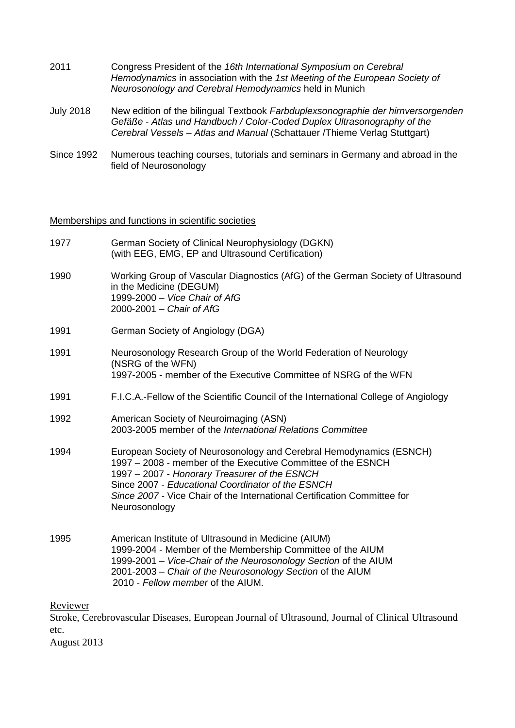2011 Congress President of the *16th International Symposium on Cerebral Hemodynamics* in association with the *1st Meeting of the European Society of Neurosonology and Cerebral Hemodynamics* held in Munich

July 2018 New edition of the bilingual Textbook *Farbduplexsonographie der hirnversorgenden Gefäße - Atlas und Handbuch / Color-Coded Duplex Ultrasonography of the Cerebral Vessels – Atlas and Manual* (Schattauer /Thieme Verlag Stuttgart)

Since 1992 Numerous teaching courses, tutorials and seminars in Germany and abroad in the field of Neurosonology

## Memberships and functions in scientific societies

1977 German Society of Clinical Neurophysiology (DGKN)
(with EEG, EMG, EP and Ultrasound Certification)

1990 Working Group of Vascular Diagnostics (AfG) of the German Society of Ultrasound in the Medicine (DEGUM)
1999-2000 – *Vice Chair of AfG*
2000-2001 – *Chair of AfG*

1991 German Society of Angiology (DGA)

1991 Neurosonology Research Group of the World Federation of Neurology (NSRG of the WFN)
1997-2005 - member of the Executive Committee of NSRG of the WFN

1991 F.I.C.A.-Fellow of the Scientific Council of the International College of Angiology

1992 American Society of Neuroimaging (ASN)
2003-2005 member of the *International Relations Committee*

1994 European Society of Neurosonology and Cerebral Hemodynamics (ESNCH)
1997 – 2008 - member of the Executive Committee of the ESNCH
1997 – 2007 - *Honorary Treasurer of the ESNCH*
Since 2007 - *Educational Coordinator of the ESNCH*
*Since 2007* - Vice Chair of the International Certification Committee for Neurosonology

1995 American Institute of Ultrasound in Medicine (AIUM)
1999-2004 - Member of the Membership Committee of the AIUM
1999-2001 – *Vice-Chair of the Neurosonology Section* of the AIUM
2001-2003 – *Chair of the Neurosonology Section* of the AIUM
2010 - *Fellow member* of the AIUM.

## Reviewer

Stroke, Cerebrovascular Diseases, European Journal of Ultrasound, Journal of Clinical Ultrasound etc.

August 2013